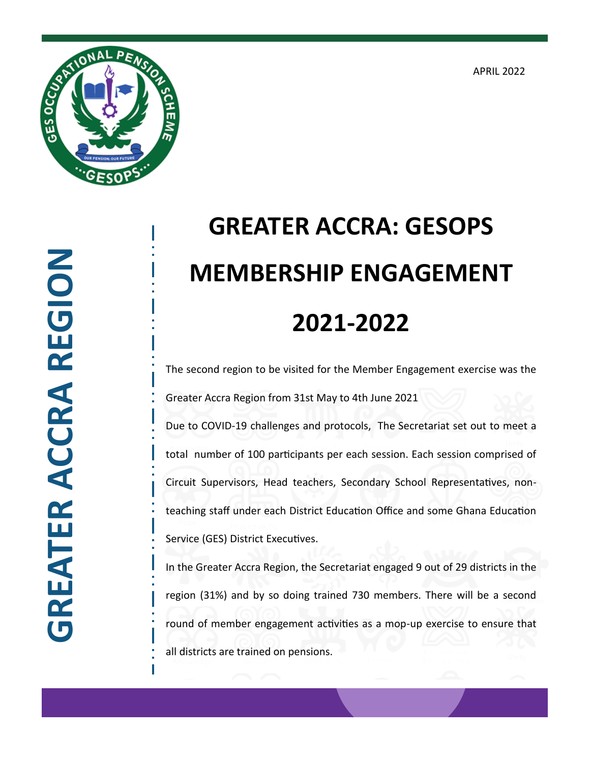APRIL 2022

GREATER ACCRA REGION

# GREATER ACCRA: GESOPS MEMBERSHIP ENGAGEMENT 2021-2022

The second region to be visited for the Member Engagement exercise was the Greater Accra Region from 31st May to 4th June 2021

Due to COVID-19 challenges and protocols, The Secretariat set out to meet a total number of 100 participants per each session. Each session comprised of Circuit Supervisors, Head teachers, Secondary School Representatives, non-teaching staff under each District Education Office and some Ghana Education Service (GES) District Executives.

In the Greater Accra Region, the Secretariat engaged 9 out of 29 districts in the region (31%) and by so doing trained 730 members. There will be a second round of member engagement activities as a mop-up exercise to ensure that all districts are trained on pensions.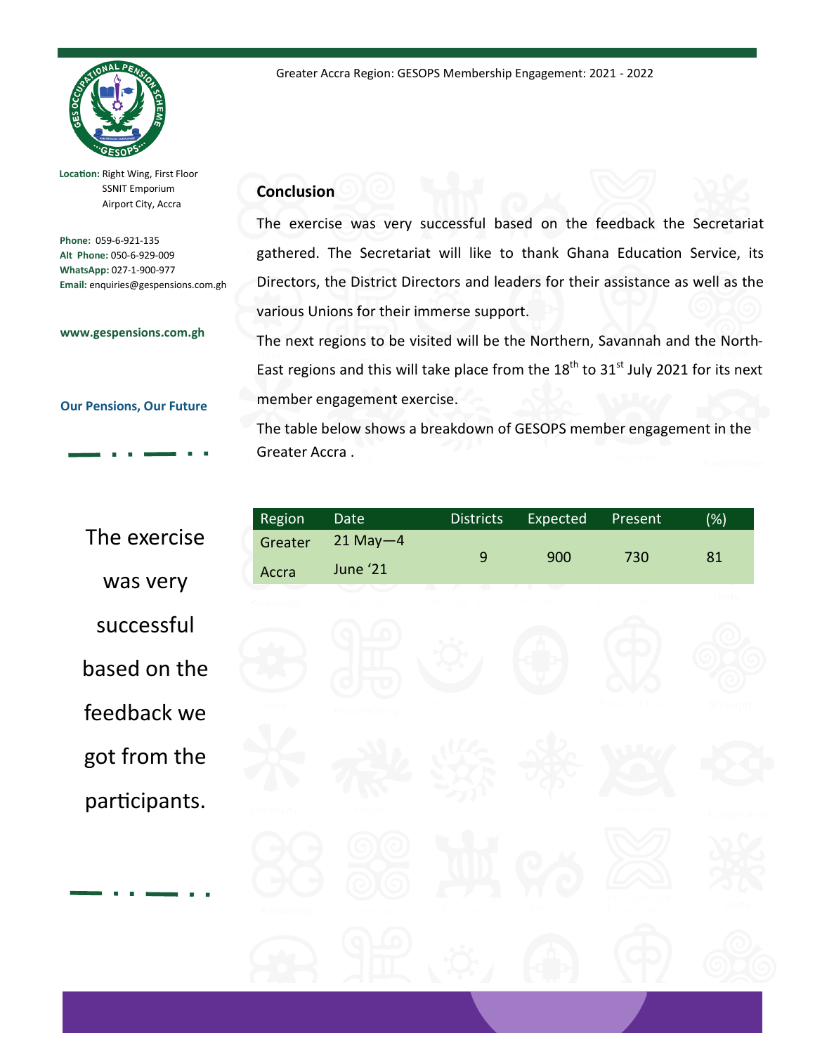Location: Right Wing, First Floor
SSNIT Emporium
Airport City, Accra

**Phone:** 059-6-921-135
**Alt Phone:** 050-6-929-009
**WhatsApp:** 027-1-900-977
**Email:** enquiries@gespensions.com.gh

**www.gespensions.com.gh**

**Our Pensions, Our Future**

## Conclusion

The exercise was very successful based on the feedback the Secretariat gathered. The Secretariat will like to thank Ghana Education Service, its Directors, the District Directors and leaders for their assistance as well as the various Unions for their immerse support.

The next regions to be visited will be the Northern, Savannah and the North-East regions and this will take place from the 18th to 31st July 2021 for its next member engagement exercise.

The table below shows a breakdown of GESOPS member engagement in the Greater Accra .

The exercise was very successful based on the feedback we got from the participants.

| Region | Date | Districts | Expected | Present | (%) |
|---|---|---|---|---|---|
| Greater Accra | 21 May—4 June '21 | 9 | 900 | 730 | 81 |